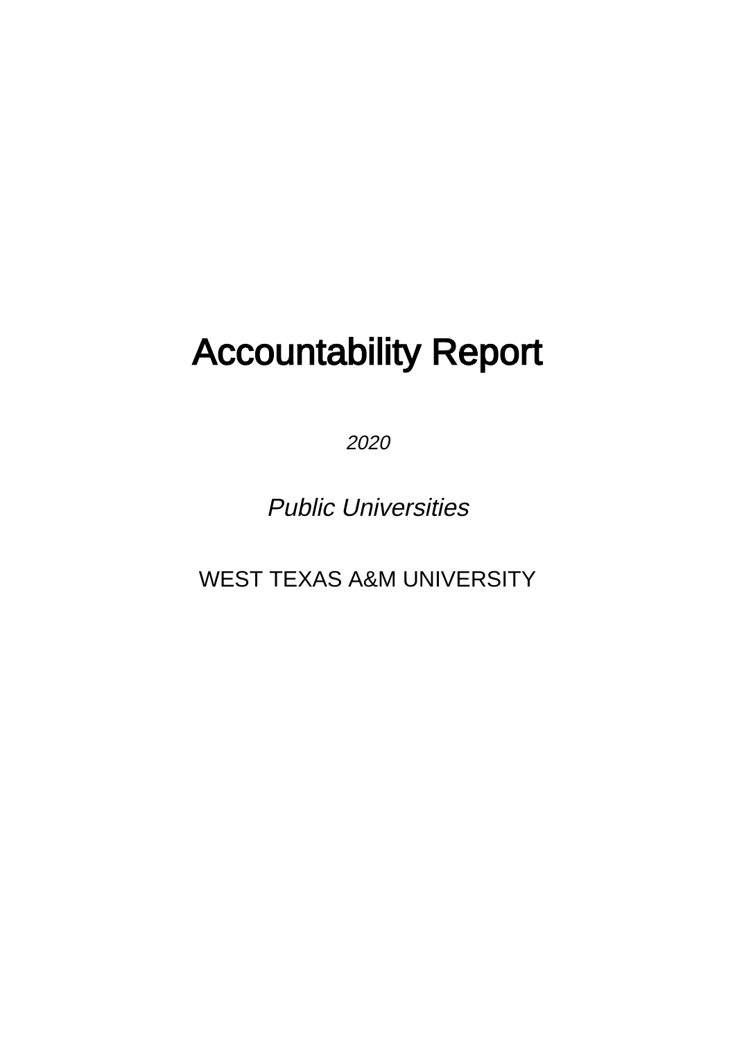# Accountability Report

*2020*

*Public Universities*

WEST TEXAS A&M UNIVERSITY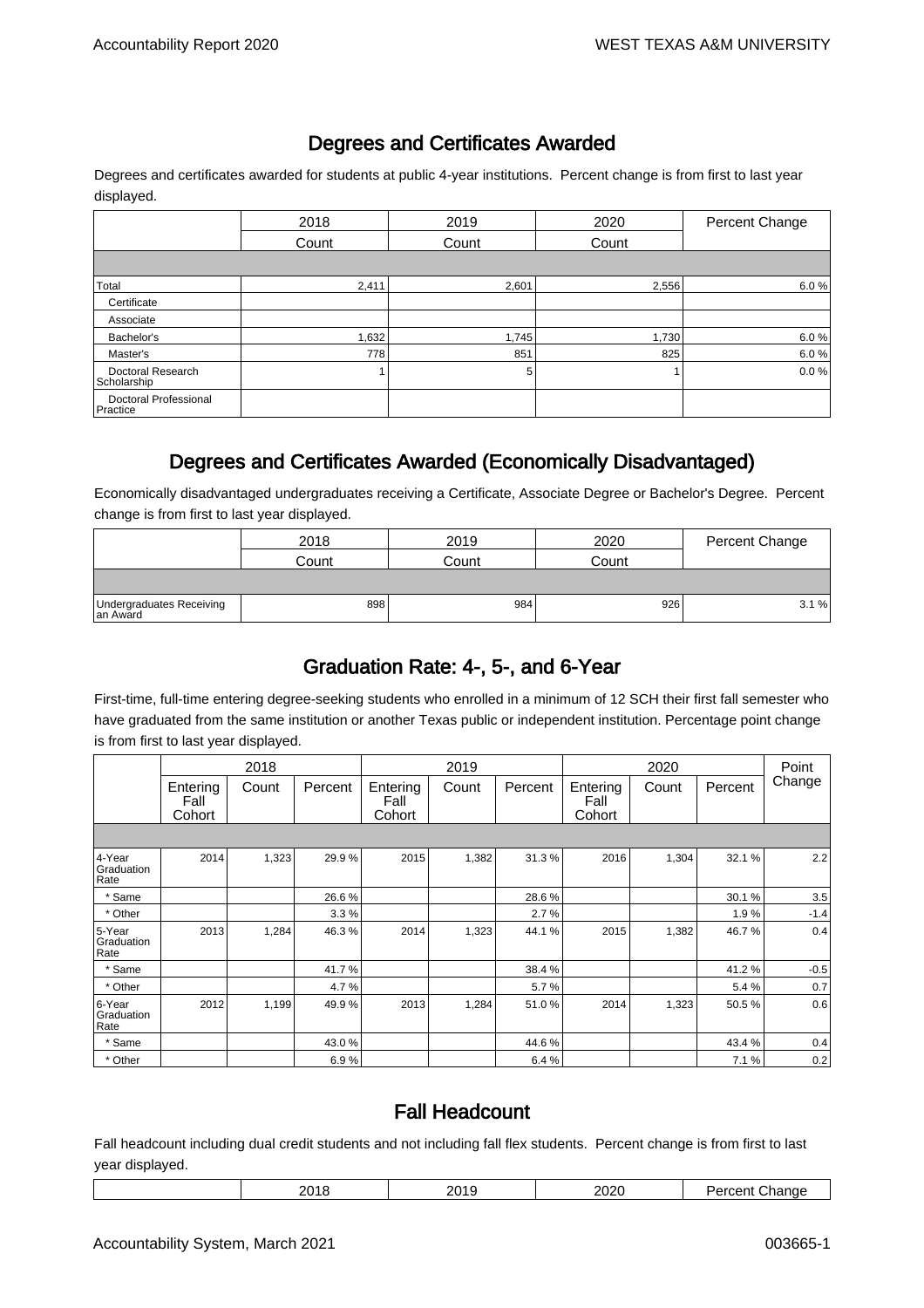## Degrees and Certificates Awarded

Degrees and certificates awarded for students at public 4-year institutions. Percent change is from first to last year displayed.

| | 2018 | 2019 | 2020 | Percent Change |
|---|---|---|---|---|
| | Count | Count | Count | |
| Total | 2,411 | 2,601 | 2,556 | 6.0 % |
| Certificate | | | | |
| Associate | | | | |
| Bachelor's | 1,632 | 1,745 | 1,730 | 6.0 % |
| Master's | 778 | 851 | 825 | 6.0 % |
| Doctoral Research Scholarship | 1 | 5 | 1 | 0.0 % |
| Doctoral Professional Practice | | | | |

## Degrees and Certificates Awarded (Economically Disadvantaged)

Economically disadvantaged undergraduates receiving a Certificate, Associate Degree or Bachelor's Degree. Percent change is from first to last year displayed.

| | 2018 | 2019 | 2020 | Percent Change |
|---|---|---|---|---|
| | Count | Count | Count | |
| Undergraduates Receiving an Award | 898 | 984 | 926 | 3.1 % |

## Graduation Rate: 4-, 5-, and 6-Year

First-time, full-time entering degree-seeking students who enrolled in a minimum of 12 SCH their first fall semester who have graduated from the same institution or another Texas public or independent institution. Percentage point change is from first to last year displayed.

| | 2018 | | | 2019 | | | 2020 | | | Point Change |
|---|---|---|---|---|---|---|---|---|---|---|
| | Entering Fall Cohort | Count | Percent | Entering Fall Cohort | Count | Percent | Entering Fall Cohort | Count | Percent | |
| 4-Year Graduation Rate | 2014 | 1,323 | 29.9 % | 2015 | 1,382 | 31.3 % | 2016 | 1,304 | 32.1 % | 2.2 |
| * Same | | | 26.6 % | | | 28.6 % | | | 30.1 % | 3.5 |
| * Other | | | 3.3 % | | | 2.7 % | | | 1.9 % | -1.4 |
| 5-Year Graduation Rate | 2013 | 1,284 | 46.3 % | 2014 | 1,323 | 44.1 % | 2015 | 1,382 | 46.7 % | 0.4 |
| * Same | | | 41.7 % | | | 38.4 % | | | 41.2 % | -0.5 |
| * Other | | | 4.7 % | | | 5.7 % | | | 5.4 % | 0.7 |
| 6-Year Graduation Rate | 2012 | 1,199 | 49.9 % | 2013 | 1,284 | 51.0 % | 2014 | 1,323 | 50.5 % | 0.6 |
| * Same | | | 43.0 % | | | 44.6 % | | | 43.4 % | 0.4 |
| * Other | | | 6.9 % | | | 6.4 % | | | 7.1 % | 0.2 |

## Fall Headcount

Fall headcount including dual credit students and not including fall flex students. Percent change is from first to last year displayed.

| | 2018 | 2019 | 2020 | Percent Change |
|---|---|---|---|---|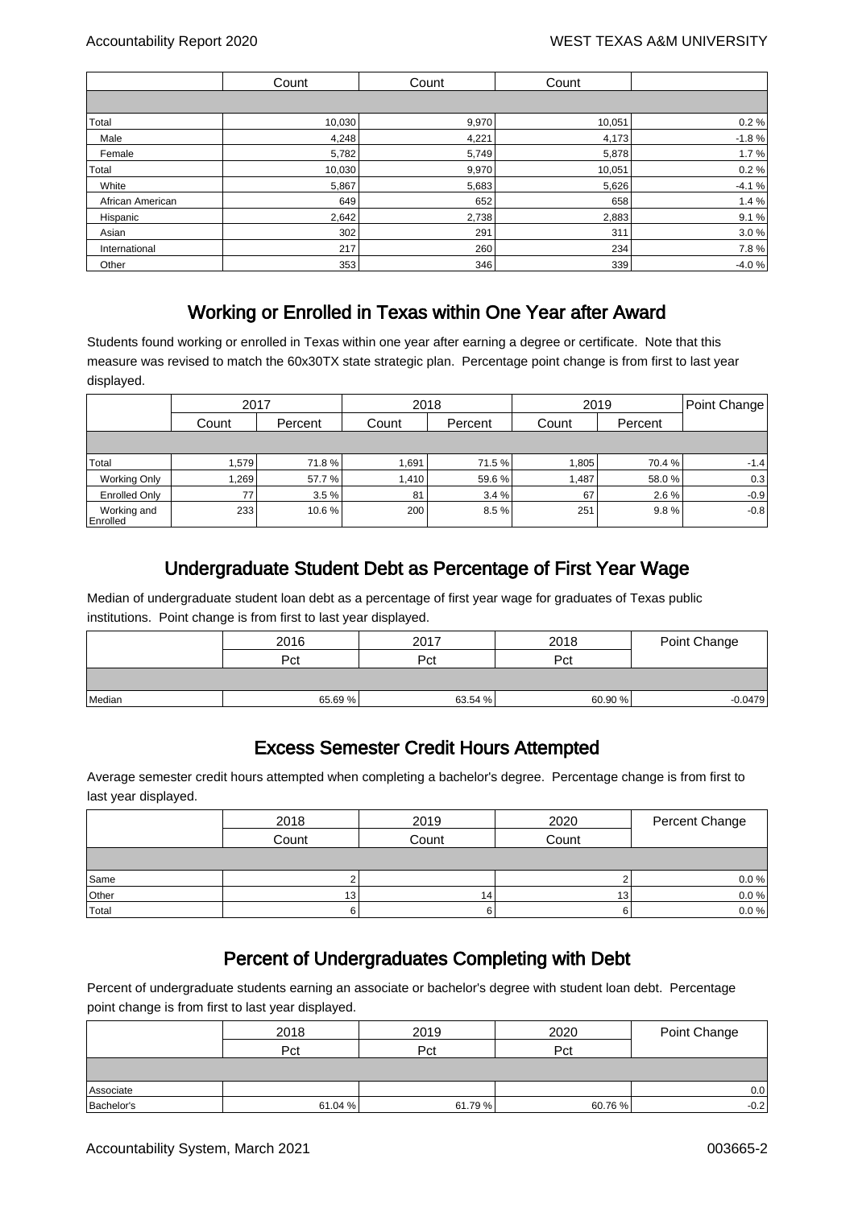| | Count | Count | Count | |
|---|---|---|---|---|
| | | | | |
| Total | 10,030 | 9,970 | 10,051 | 0.2 % |
| Male | 4,248 | 4,221 | 4,173 | -1.8 % |
| Female | 5,782 | 5,749 | 5,878 | 1.7 % |
| Total | 10,030 | 9,970 | 10,051 | 0.2 % |
| White | 5,867 | 5,683 | 5,626 | -4.1 % |
| African American | 649 | 652 | 658 | 1.4 % |
| Hispanic | 2,642 | 2,738 | 2,883 | 9.1 % |
| Asian | 302 | 291 | 311 | 3.0 % |
| International | 217 | 260 | 234 | 7.8 % |
| Other | 353 | 346 | 339 | -4.0 % |

## Working or Enrolled in Texas within One Year after Award

Students found working or enrolled in Texas within one year after earning a degree or certificate. Note that this measure was revised to match the 60x30TX state strategic plan. Percentage point change is from first to last year displayed.

| | 2017 | | 2018 | | 2019 | | Point Change |
|---|---|---|---|---|---|---|---|
| | Count | Percent | Count | Percent | Count | Percent | |
| | | | | | | | |
| Total | 1,579 | 71.8 % | 1,691 | 71.5 % | 1,805 | 70.4 % | -1.4 |
| Working Only | 1,269 | 57.7 % | 1,410 | 59.6 % | 1,487 | 58.0 % | 0.3 |
| Enrolled Only | 77 | 3.5 % | 81 | 3.4 % | 67 | 2.6 % | -0.9 |
| Working and Enrolled | 233 | 10.6 % | 200 | 8.5 % | 251 | 9.8 % | -0.8 |

## Undergraduate Student Debt as Percentage of First Year Wage

Median of undergraduate student loan debt as a percentage of first year wage for graduates of Texas public institutions. Point change is from first to last year displayed.

| | 2016 | 2017 | 2018 | Point Change |
|---|---|---|---|---|
| | Pct | Pct | Pct | |
| | | | | |
| Median | 65.69 % | 63.54 % | 60.90 % | -0.0479 |

## Excess Semester Credit Hours Attempted

Average semester credit hours attempted when completing a bachelor's degree. Percentage change is from first to last year displayed.

| | 2018 | 2019 | 2020 | Percent Change |
|---|---|---|---|---|
| | Count | Count | Count | |
| | | | | |
| Same | 2 | | 2 | 0.0 % |
| Other | 13 | 14 | 13 | 0.0 % |
| Total | 6 | 6 | 6 | 0.0 % |

## Percent of Undergraduates Completing with Debt

Percent of undergraduate students earning an associate or bachelor's degree with student loan debt. Percentage point change is from first to last year displayed.

| | 2018 | 2019 | 2020 | Point Change |
|---|---|---|---|---|
| | Pct | Pct | Pct | |
| | | | | |
| Associate | | | | 0.0 |
| Bachelor's | 61.04 % | 61.79 % | 60.76 % | -0.2 |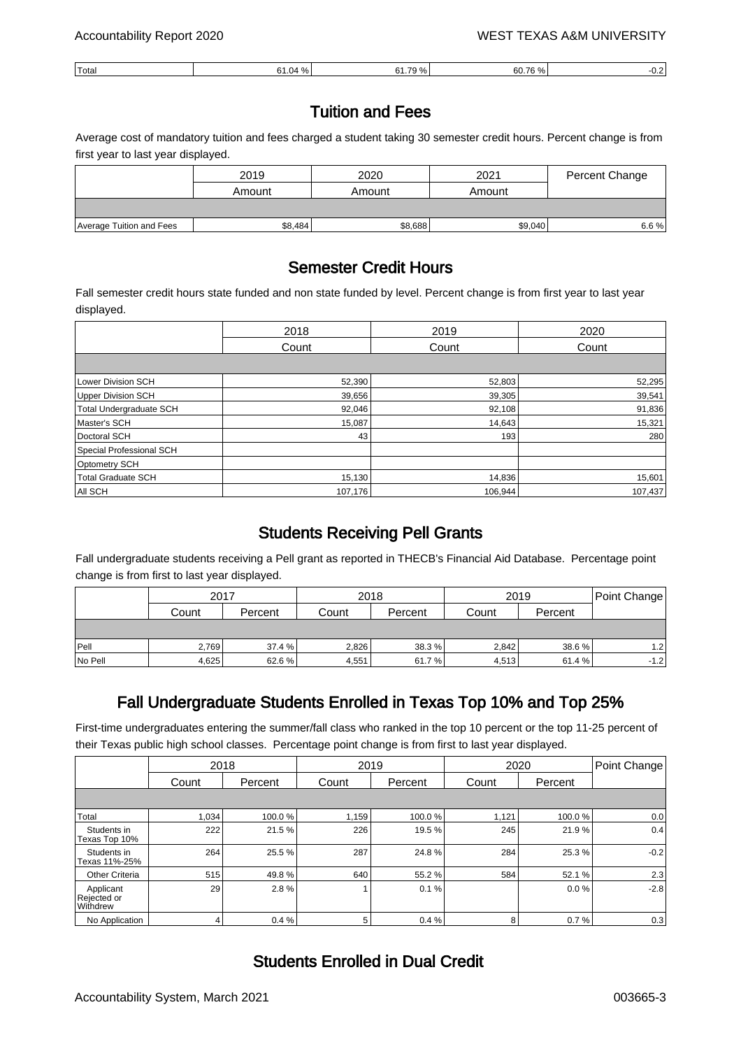| Total | 61.04 % | 61.79 % | 60.76 % | -0.2 |
|---|---|---|---|---|

## Tuition and Fees

Average cost of mandatory tuition and fees charged a student taking 30 semester credit hours. Percent change is from first year to last year displayed.

| | 2019 | 2020 | 2021 | Percent Change |
|---|---|---|---|---|
| | Amount | Amount | Amount | |
| Average Tuition and Fees | $8,484 | $8,688 | $9,040 | 6.6 % |

## Semester Credit Hours

Fall semester credit hours state funded and non state funded by level. Percent change is from first year to last year displayed.

| | 2018 | 2019 | 2020 |
|---|---|---|---|
| | Count | Count | Count |
| Lower Division SCH | 52,390 | 52,803 | 52,295 |
| Upper Division SCH | 39,656 | 39,305 | 39,541 |
| Total Undergraduate SCH | 92,046 | 92,108 | 91,836 |
| Master's SCH | 15,087 | 14,643 | 15,321 |
| Doctoral SCH | 43 | 193 | 280 |
| Special Professional SCH | | | |
| Optometry SCH | | | |
| Total Graduate SCH | 15,130 | 14,836 | 15,601 |
| All SCH | 107,176 | 106,944 | 107,437 |

## Students Receiving Pell Grants

Fall undergraduate students receiving a Pell grant as reported in THECB's Financial Aid Database. Percentage point change is from first to last year displayed.

| | 2017 | | 2018 | | 2019 | | Point Change |
|---|---|---|---|---|---|---|---|
| | Count | Percent | Count | Percent | Count | Percent | |
| Pell | 2,769 | 37.4 % | 2,826 | 38.3 % | 2,842 | 38.6 % | 1.2 |
| No Pell | 4,625 | 62.6 % | 4,551 | 61.7 % | 4,513 | 61.4 % | -1.2 |

## Fall Undergraduate Students Enrolled in Texas Top 10% and Top 25%

First-time undergraduates entering the summer/fall class who ranked in the top 10 percent or the top 11-25 percent of their Texas public high school classes. Percentage point change is from first to last year displayed.

| | 2018 | | 2019 | | 2020 | | Point Change |
|---|---|---|---|---|---|---|---|
| | Count | Percent | Count | Percent | Count | Percent | |
| Total | 1,034 | 100.0 % | 1,159 | 100.0 % | 1,121 | 100.0 % | 0.0 |
| Students in Texas Top 10% | 222 | 21.5 % | 226 | 19.5 % | 245 | 21.9 % | 0.4 |
| Students in Texas 11%-25% | 264 | 25.5 % | 287 | 24.8 % | 284 | 25.3 % | -0.2 |
| Other Criteria | 515 | 49.8 % | 640 | 55.2 % | 584 | 52.1 % | 2.3 |
| Applicant Rejected or Withdrew | 29 | 2.8 % | 1 | 0.1 % | | 0.0 % | -2.8 |
| No Application | 4 | 0.4 % | 5 | 0.4 % | 8 | 0.7 % | 0.3 |

## Students Enrolled in Dual Credit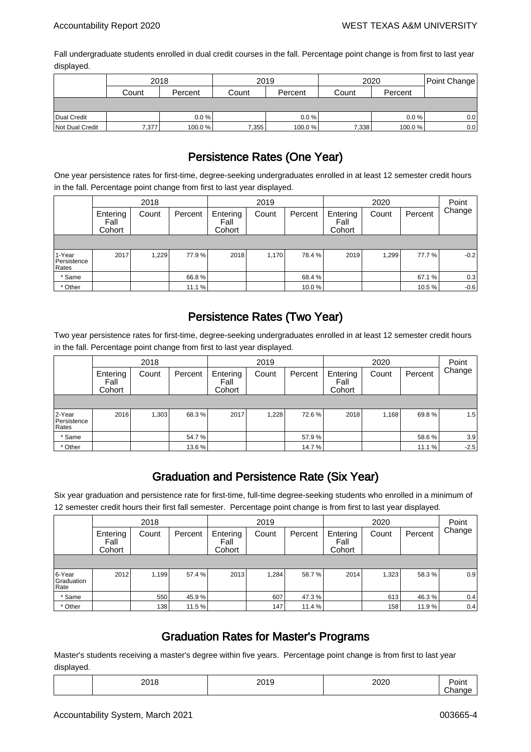Fall undergraduate students enrolled in dual credit courses in the fall. Percentage point change is from first to last year displayed.

| | 2018 | | 2019 | | 2020 | | Point Change |
|---|---|---|---|---|---|---|---|
| | Count | Percent | Count | Percent | Count | Percent | |
| Dual Credit | | 0.0 % | | 0.0 % | | 0.0 % | 0.0 |
| Not Dual Credit | 7,377 | 100.0 % | 7,355 | 100.0 % | 7,338 | 100.0 % | 0.0 |

## Persistence Rates (One Year)

One year persistence rates for first-time, degree-seeking undergraduates enrolled in at least 12 semester credit hours in the fall. Percentage point change from first to last year displayed.

| | 2018 | | | 2019 | | | 2020 | | | Point Change |
|---|---|---|---|---|---|---|---|---|---|---|
| | Entering Fall Cohort | Count | Percent | Entering Fall Cohort | Count | Percent | Entering Fall Cohort | Count | Percent | |
| 1-Year Persistence Rates | 2017 | 1,229 | 77.9 % | 2018 | 1,170 | 78.4 % | 2019 | 1,299 | 77.7 % | -0.2 |
| * Same | | | 66.8 % | | | 68.4 % | | | 67.1 % | 0.3 |
| * Other | | | 11.1 % | | | 10.0 % | | | 10.5 % | -0.6 |

## Persistence Rates (Two Year)

Two year persistence rates for first-time, degree-seeking undergraduates enrolled in at least 12 semester credit hours in the fall. Percentage point change from first to last year displayed.

| | 2018 | | | 2019 | | | 2020 | | | Point Change |
|---|---|---|---|---|---|---|---|---|---|---|
| | Entering Fall Cohort | Count | Percent | Entering Fall Cohort | Count | Percent | Entering Fall Cohort | Count | Percent | |
| 2-Year Persistence Rates | 2016 | 1,303 | 68.3 % | 2017 | 1,228 | 72.6 % | 2018 | 1,168 | 69.8 % | 1.5 |
| * Same | | | 54.7 % | | | 57.9 % | | | 58.6 % | 3.9 |
| * Other | | | 13.6 % | | | 14.7 % | | | 11.1 % | -2.5 |

## Graduation and Persistence Rate (Six Year)

Six year graduation and persistence rate for first-time, full-time degree-seeking students who enrolled in a minimum of 12 semester credit hours their first fall semester. Percentage point change is from first to last year displayed.

| | 2018 | | | 2019 | | | 2020 | | | Point Change |
|---|---|---|---|---|---|---|---|---|---|---|
| | Entering Fall Cohort | Count | Percent | Entering Fall Cohort | Count | Percent | Entering Fall Cohort | Count | Percent | |
| 6-Year Graduation Rate | 2012 | 1,199 | 57.4 % | 2013 | 1,284 | 58.7 % | 2014 | 1,323 | 58.3 % | 0.9 |
| * Same | | 550 | 45.9 % | | 607 | 47.3 % | | 613 | 46.3 % | 0.4 |
| * Other | | 138 | 11.5 % | | 147 | 11.4 % | | 158 | 11.9 % | 0.4 |

## Graduation Rates for Master's Programs

Master's students receiving a master's degree within five years. Percentage point change is from first to last year displayed.

| | 2018 | 2019 | 2020 | Point Change |
|---|---|---|---|---|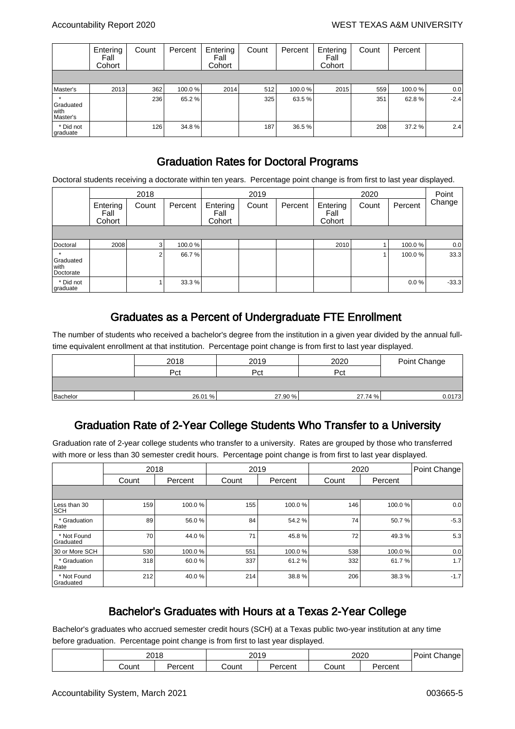|  | Entering Fall Cohort | Count | Percent | Entering Fall Cohort | Count | Percent | Entering Fall Cohort | Count | Percent |  |
|---|---|---|---|---|---|---|---|---|---|---|
|  |  |  |  |  |  |  |  |  |  |  |
| Master's | 2013 | 362 | 100.0 % | 2014 | 512 | 100.0 % | 2015 | 559 | 100.0 % | 0.0 |
| * Graduated with Master's |  | 236 | 65.2 % |  | 325 | 63.5 % |  | 351 | 62.8 % | -2.4 |
| * Did not graduate |  | 126 | 34.8 % |  | 187 | 36.5 % |  | 208 | 37.2 % | 2.4 |

## Graduation Rates for Doctoral Programs

Doctoral students receiving a doctorate within ten years. Percentage point change is from first to last year displayed.

|  | 2018 |  |  | 2019 |  |  | 2020 |  |  | Point Change |
|---|---|---|---|---|---|---|---|---|---|---|
|  | Entering Fall Cohort | Count | Percent | Entering Fall Cohort | Count | Percent | Entering Fall Cohort | Count | Percent |  |
|  |  |  |  |  |  |  |  |  |  |  |
| Doctoral | 2008 | 3 | 100.0 % |  |  |  | 2010 | 1 | 100.0 % | 0.0 |
| * Graduated with Doctorate |  | 2 | 66.7 % |  |  |  |  | 1 | 100.0 % | 33.3 |
| * Did not graduate |  | 1 | 33.3 % |  |  |  |  |  | 0.0 % | -33.3 |

## Graduates as a Percent of Undergraduate FTE Enrollment

The number of students who received a bachelor's degree from the institution in a given year divided by the annual full-time equivalent enrollment at that institution. Percentage point change is from first to last year displayed.

|  | 2018 | 2019 | 2020 | Point Change |
|---|---|---|---|---|
|  | Pct | Pct | Pct |  |
|  |  |  |  |  |
| Bachelor | 26.01 % | 27.90 % | 27.74 % | 0.0173 |

## Graduation Rate of 2-Year College Students Who Transfer to a University

Graduation rate of 2-year college students who transfer to a university. Rates are grouped by those who transferred with more or less than 30 semester credit hours. Percentage point change is from first to last year displayed.

|  | 2018 |  | 2019 |  | 2020 |  | Point Change |
|---|---|---|---|---|---|---|---|
|  | Count | Percent | Count | Percent | Count | Percent |  |
|  |  |  |  |  |  |  |  |
| Less than 30 SCH | 159 | 100.0 % | 155 | 100.0 % | 146 | 100.0 % | 0.0 |
| * Graduation Rate | 89 | 56.0 % | 84 | 54.2 % | 74 | 50.7 % | -5.3 |
| * Not Found Graduated | 70 | 44.0 % | 71 | 45.8 % | 72 | 49.3 % | 5.3 |
| 30 or More SCH | 530 | 100.0 % | 551 | 100.0 % | 538 | 100.0 % | 0.0 |
| * Graduation Rate | 318 | 60.0 % | 337 | 61.2 % | 332 | 61.7 % | 1.7 |
| * Not Found Graduated | 212 | 40.0 % | 214 | 38.8 % | 206 | 38.3 % | -1.7 |

## Bachelor's Graduates with Hours at a Texas 2-Year College

Bachelor's graduates who accrued semester credit hours (SCH) at a Texas public two-year institution at any time before graduation. Percentage point change is from first to last year displayed.

|  | 2018 |  | 2019 |  | 2020 |  | Point Change |
|---|---|---|---|---|---|---|---|
|  | Count | Percent | Count | Percent | Count | Percent |  |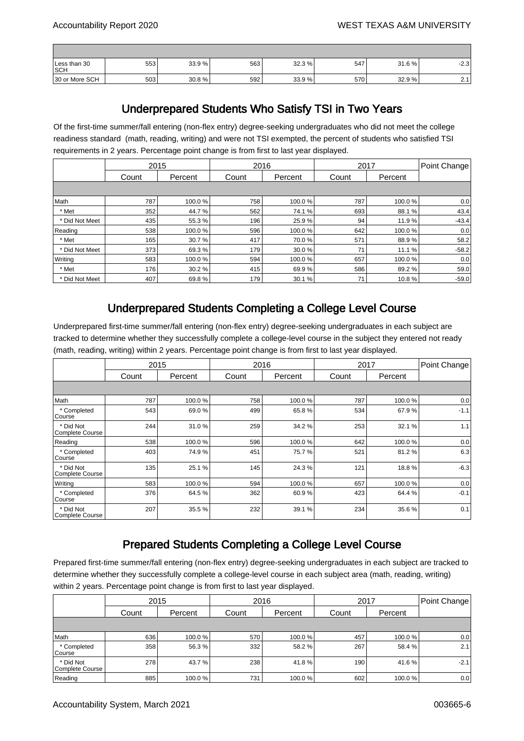| | | | | | | | |
|---|---|---|---|---|---|---|---|
| | | | | | | | |
| Less than 30 SCH | 553 | 33.9 % | 563 | 32.3 % | 547 | 31.6 % | -2.3 |
| 30 or More SCH | 503 | 30.8 % | 592 | 33.9 % | 570 | 32.9 % | 2.1 |

## Underprepared Students Who Satisfy TSI in Two Years

Of the first-time summer/fall entering (non-flex entry) degree-seeking undergraduates who did not meet the college readiness standard (math, reading, writing) and were not TSI exempted, the percent of students who satisfied TSI requirements in 2 years. Percentage point change is from first to last year displayed.

| | 2015 | | 2016 | | 2017 | | Point Change |
|---|---|---|---|---|---|---|---|
| | Count | Percent | Count | Percent | Count | Percent | |
| | | | | | | | |
| Math | 787 | 100.0 % | 758 | 100.0 % | 787 | 100.0 % | 0.0 |
| * Met | 352 | 44.7 % | 562 | 74.1 % | 693 | 88.1 % | 43.4 |
| * Did Not Meet | 435 | 55.3 % | 196 | 25.9 % | 94 | 11.9 % | -43.4 |
| Reading | 538 | 100.0 % | 596 | 100.0 % | 642 | 100.0 % | 0.0 |
| * Met | 165 | 30.7 % | 417 | 70.0 % | 571 | 88.9 % | 58.2 |
| * Did Not Meet | 373 | 69.3 % | 179 | 30.0 % | 71 | 11.1 % | -58.2 |
| Writing | 583 | 100.0 % | 594 | 100.0 % | 657 | 100.0 % | 0.0 |
| * Met | 176 | 30.2 % | 415 | 69.9 % | 586 | 89.2 % | 59.0 |
| * Did Not Meet | 407 | 69.8 % | 179 | 30.1 % | 71 | 10.8 % | -59.0 |

## Underprepared Students Completing a College Level Course

Underprepared first-time summer/fall entering (non-flex entry) degree-seeking undergraduates in each subject are tracked to determine whether they successfully complete a college-level course in the subject they entered not ready (math, reading, writing) within 2 years. Percentage point change is from first to last year displayed.

| | 2015 | | 2016 | | 2017 | | Point Change |
|---|---|---|---|---|---|---|---|
| | Count | Percent | Count | Percent | Count | Percent | |
| | | | | | | | |
| Math | 787 | 100.0 % | 758 | 100.0 % | 787 | 100.0 % | 0.0 |
| * Completed Course | 543 | 69.0 % | 499 | 65.8 % | 534 | 67.9 % | -1.1 |
| * Did Not Complete Course | 244 | 31.0 % | 259 | 34.2 % | 253 | 32.1 % | 1.1 |
| Reading | 538 | 100.0 % | 596 | 100.0 % | 642 | 100.0 % | 0.0 |
| * Completed Course | 403 | 74.9 % | 451 | 75.7 % | 521 | 81.2 % | 6.3 |
| * Did Not Complete Course | 135 | 25.1 % | 145 | 24.3 % | 121 | 18.8 % | -6.3 |
| Writing | 583 | 100.0 % | 594 | 100.0 % | 657 | 100.0 % | 0.0 |
| * Completed Course | 376 | 64.5 % | 362 | 60.9 % | 423 | 64.4 % | -0.1 |
| * Did Not Complete Course | 207 | 35.5 % | 232 | 39.1 % | 234 | 35.6 % | 0.1 |

## Prepared Students Completing a College Level Course

Prepared first-time summer/fall entering (non-flex entry) degree-seeking undergraduates in each subject are tracked to determine whether they successfully complete a college-level course in each subject area (math, reading, writing) within 2 years. Percentage point change is from first to last year displayed.

| | 2015 | | 2016 | | 2017 | | Point Change |
|---|---|---|---|---|---|---|---|
| | Count | Percent | Count | Percent | Count | Percent | |
| | | | | | | | |
| Math | 636 | 100.0 % | 570 | 100.0 % | 457 | 100.0 % | 0.0 |
| * Completed Course | 358 | 56.3 % | 332 | 58.2 % | 267 | 58.4 % | 2.1 |
| * Did Not Complete Course | 278 | 43.7 % | 238 | 41.8 % | 190 | 41.6 % | -2.1 |
| Reading | 885 | 100.0 % | 731 | 100.0 % | 602 | 100.0 % | 0.0 |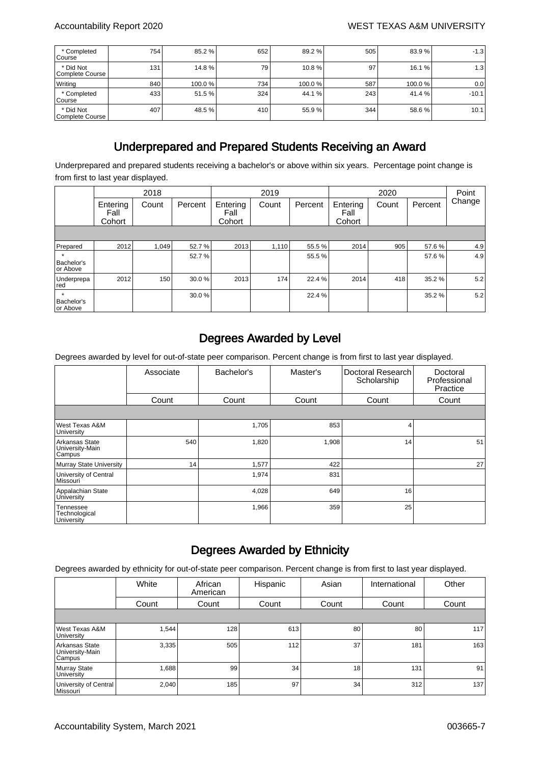| | | | | | | | |
|---|---|---|---|---|---|---|---|
| * Completed Course | 754 | 85.2 % | 652 | 89.2 % | 505 | 83.9 % | -1.3 |
| * Did Not Complete Course | 131 | 14.8 % | 79 | 10.8 % | 97 | 16.1 % | 1.3 |
| Writing | 840 | 100.0 % | 734 | 100.0 % | 587 | 100.0 % | 0.0 |
| * Completed Course | 433 | 51.5 % | 324 | 44.1 % | 243 | 41.4 % | -10.1 |
| * Did Not Complete Course | 407 | 48.5 % | 410 | 55.9 % | 344 | 58.6 % | 10.1 |

## Underprepared and Prepared Students Receiving an Award

Underprepared and prepared students receiving a bachelor's or above within six years. Percentage point change is from first to last year displayed.

| | 2018 | | | 2019 | | | 2020 | | | Point Change |
|---|---|---|---|---|---|---|---|---|---|---|
| | Entering Fall Cohort | Count | Percent | Entering Fall Cohort | Count | Percent | Entering Fall Cohort | Count | Percent | |
| Prepared | 2012 | 1,049 | 52.7 % | 2013 | 1,110 | 55.5 % | 2014 | 905 | 57.6 % | 4.9 |
| * Bachelor's or Above | | | 52.7 % | | | 55.5 % | | | 57.6 % | 4.9 |
| Underprepared | 2012 | 150 | 30.0 % | 2013 | 174 | 22.4 % | 2014 | 418 | 35.2 % | 5.2 |
| * Bachelor's or Above | | | 30.0 % | | | 22.4 % | | | 35.2 % | 5.2 |

## Degrees Awarded by Level

Degrees awarded by level for out-of-state peer comparison. Percent change is from first to last year displayed.

| | Associate | Bachelor's | Master's | Doctoral Research Scholarship | Doctoral Professional Practice |
|---|---|---|---|---|---|
| | Count | Count | Count | Count | Count |
| West Texas A&M University | | 1,705 | 853 | 4 | |
| Arkansas State University-Main Campus | 540 | 1,820 | 1,908 | 14 | 51 |
| Murray State University | 14 | 1,577 | 422 | | 27 |
| University of Central Missouri | | 1,974 | 831 | | |
| Appalachian State University | | 4,028 | 649 | 16 | |
| Tennessee Technological University | | 1,966 | 359 | 25 | |

## Degrees Awarded by Ethnicity

Degrees awarded by ethnicity for out-of-state peer comparison. Percent change is from first to last year displayed.

| | White | African American | Hispanic | Asian | International | Other |
|---|---|---|---|---|---|---|
| | Count | Count | Count | Count | Count | Count |
| West Texas A&M University | 1,544 | 128 | 613 | 80 | 80 | 117 |
| Arkansas State University-Main Campus | 3,335 | 505 | 112 | 37 | 181 | 163 |
| Murray State University | 1,688 | 99 | 34 | 18 | 131 | 91 |
| University of Central Missouri | 2,040 | 185 | 97 | 34 | 312 | 137 |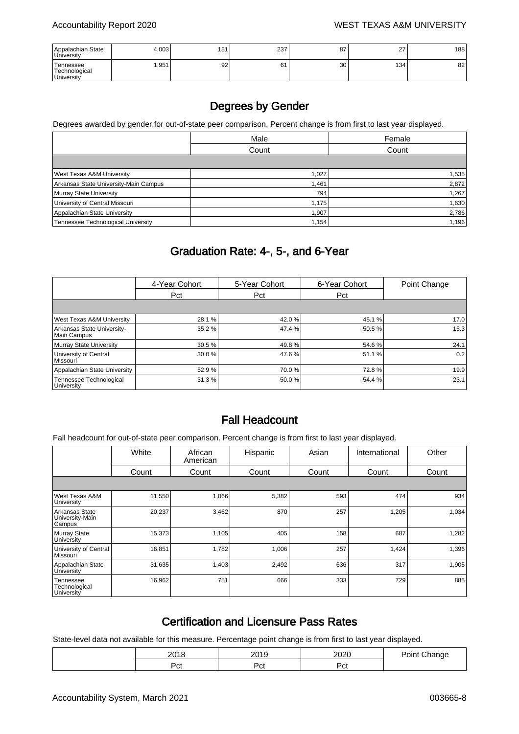| | | | | | | |
|---|---|---|---|---|---|---|
| Appalachian State University | 4,003 | 151 | 237 | 87 | 27 | 188 |
| Tennessee Technological University | 1,951 | 92 | 61 | 30 | 134 | 82 |

## Degrees by Gender

Degrees awarded by gender for out-of-state peer comparison. Percent change is from first to last year displayed.

| | Male | Female |
|---|---|---|
| | Count | Count |
| West Texas A&M University | 1,027 | 1,535 |
| Arkansas State University-Main Campus | 1,461 | 2,872 |
| Murray State University | 794 | 1,267 |
| University of Central Missouri | 1,175 | 1,630 |
| Appalachian State University | 1,907 | 2,786 |
| Tennessee Technological University | 1,154 | 1,196 |

## Graduation Rate: 4-, 5-, and 6-Year

| | 4-Year Cohort | 5-Year Cohort | 6-Year Cohort | Point Change |
|---|---|---|---|---|
| | Pct | Pct | Pct | |
| West Texas A&M University | 28.1 % | 42.0 % | 45.1 % | 17.0 |
| Arkansas State University-Main Campus | 35.2 % | 47.4 % | 50.5 % | 15.3 |
| Murray State University | 30.5 % | 49.8 % | 54.6 % | 24.1 |
| University of Central Missouri | 30.0 % | 47.6 % | 51.1 % | 0.2 |
| Appalachian State University | 52.9 % | 70.0 % | 72.8 % | 19.9 |
| Tennessee Technological University | 31.3 % | 50.0 % | 54.4 % | 23.1 |

## Fall Headcount

Fall headcount for out-of-state peer comparison. Percent change is from first to last year displayed.

| | White | African American | Hispanic | Asian | International | Other |
|---|---|---|---|---|---|---|
| | Count | Count | Count | Count | Count | Count |
| West Texas A&M University | 11,550 | 1,066 | 5,382 | 593 | 474 | 934 |
| Arkansas State University-Main Campus | 20,237 | 3,462 | 870 | 257 | 1,205 | 1,034 |
| Murray State University | 15,373 | 1,105 | 405 | 158 | 687 | 1,282 |
| University of Central Missouri | 16,851 | 1,782 | 1,006 | 257 | 1,424 | 1,396 |
| Appalachian State University | 31,635 | 1,403 | 2,492 | 636 | 317 | 1,905 |
| Tennessee Technological University | 16,962 | 751 | 666 | 333 | 729 | 885 |

## Certification and Licensure Pass Rates

State-level data not available for this measure. Percentage point change is from first to last year displayed.

| | 2018 | 2019 | 2020 | Point Change |
|---|---|---|---|---|
| | Pct | Pct | Pct | |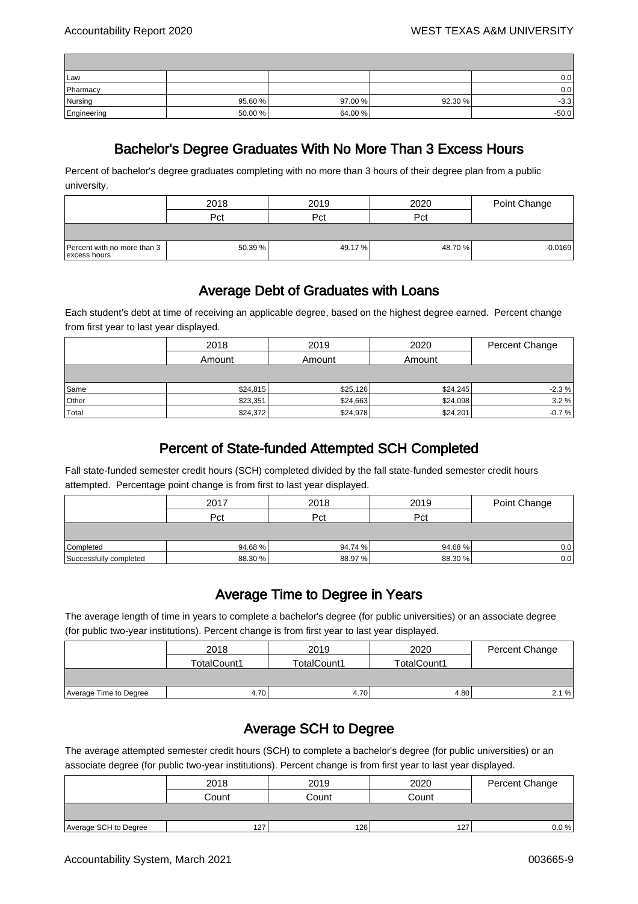| | | | | |
|---|---|---|---|---|
| Law | | | | 0.0 |
| Pharmacy | | | | 0.0 |
| Nursing | 95.60 % | 97.00 % | 92.30 % | -3.3 |
| Engineering | 50.00 % | 64.00 % | | -50.0 |

## Bachelor's Degree Graduates With No More Than 3 Excess Hours

Percent of bachelor's degree graduates completing with no more than 3 hours of their degree plan from a public university.

| | 2018 | 2019 | 2020 | Point Change |
|---|---|---|---|---|
| | Pct | Pct | Pct | |
| Percent with no more than 3 excess hours | 50.39 % | 49.17 % | 48.70 % | -0.0169 |

## Average Debt of Graduates with Loans

Each student's debt at time of receiving an applicable degree, based on the highest degree earned. Percent change from first year to last year displayed.

| | 2018 | 2019 | 2020 | Percent Change |
|---|---|---|---|---|
| | Amount | Amount | Amount | |
| Same | $24,815 | $25,126 | $24,245 | -2.3 % |
| Other | $23,351 | $24,663 | $24,098 | 3.2 % |
| Total | $24,372 | $24,978 | $24,201 | -0.7 % |

## Percent of State-funded Attempted SCH Completed

Fall state-funded semester credit hours (SCH) completed divided by the fall state-funded semester credit hours attempted. Percentage point change is from first to last year displayed.

| | 2017 | 2018 | 2019 | Point Change |
|---|---|---|---|---|
| | Pct | Pct | Pct | |
| Completed | 94.68 % | 94.74 % | 94.68 % | 0.0 |
| Successfully completed | 88.30 % | 88.97 % | 88.30 % | 0.0 |

## Average Time to Degree in Years

The average length of time in years to complete a bachelor's degree (for public universities) or an associate degree (for public two-year institutions). Percent change is from first year to last year displayed.

| | 2018 | 2019 | 2020 | Percent Change |
|---|---|---|---|---|
| | TotalCount1 | TotalCount1 | TotalCount1 | |
| Average Time to Degree | 4.70 | 4.70 | 4.80 | 2.1 % |

## Average SCH to Degree

The average attempted semester credit hours (SCH) to complete a bachelor's degree (for public universities) or an associate degree (for public two-year institutions). Percent change is from first year to last year displayed.

| | 2018 | 2019 | 2020 | Percent Change |
|---|---|---|---|---|
| | Count | Count | Count | |
| Average SCH to Degree | 127 | 126 | 127 | 0.0 % |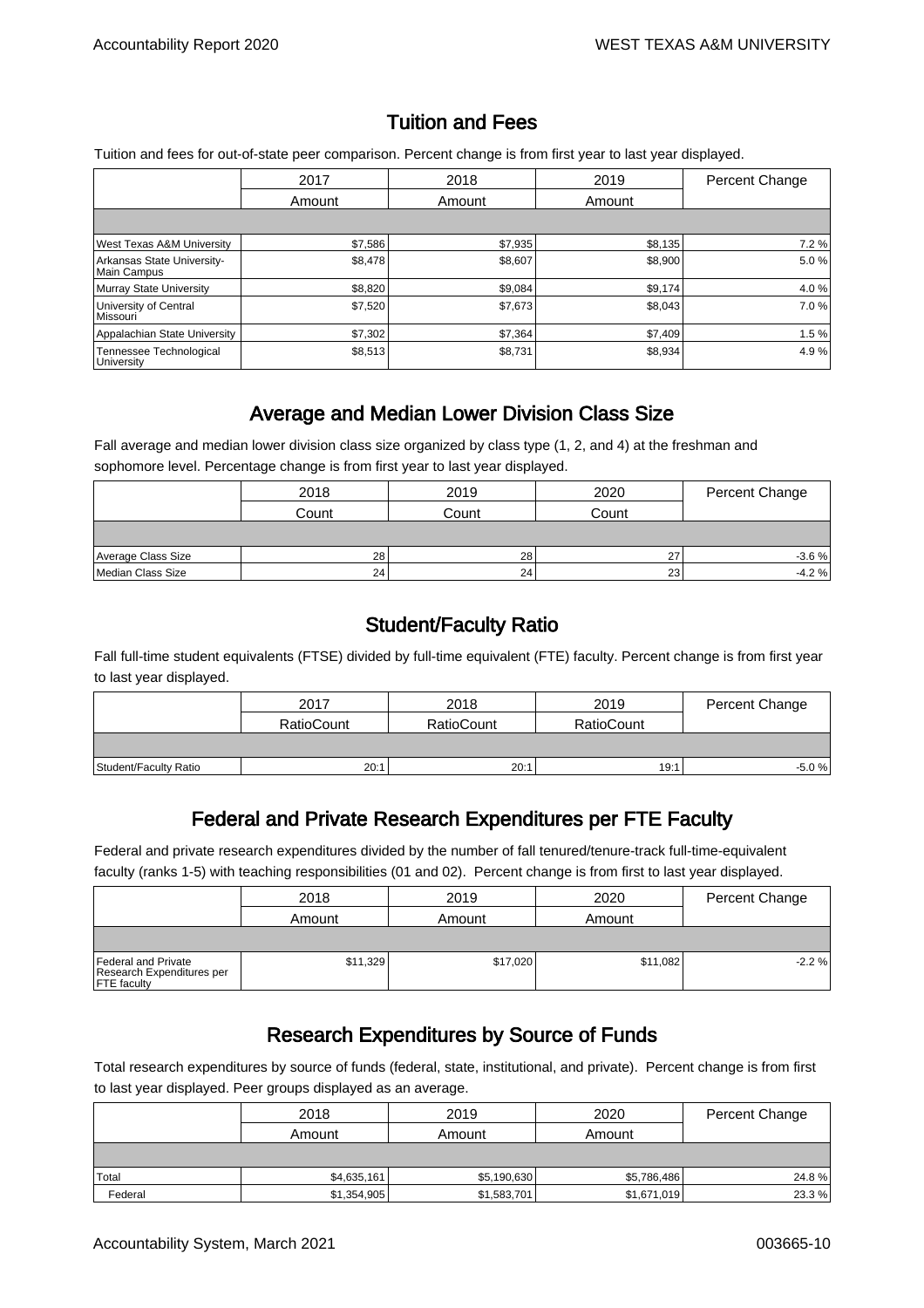## Tuition and Fees

Tuition and fees for out-of-state peer comparison. Percent change is from first year to last year displayed.

| | 2017 | 2018 | 2019 | Percent Change |
|---|---|---|---|---|
| | Amount | Amount | Amount | |
| West Texas A&M University | $7,586 | $7,935 | $8,135 | 7.2 % |
| Arkansas State University-Main Campus | $8,478 | $8,607 | $8,900 | 5.0 % |
| Murray State University | $8,820 | $9,084 | $9,174 | 4.0 % |
| University of Central Missouri | $7,520 | $7,673 | $8,043 | 7.0 % |
| Appalachian State University | $7,302 | $7,364 | $7,409 | 1.5 % |
| Tennessee Technological University | $8,513 | $8,731 | $8,934 | 4.9 % |

## Average and Median Lower Division Class Size

Fall average and median lower division class size organized by class type (1, 2, and 4) at the freshman and sophomore level. Percentage change is from first year to last year displayed.

| | 2018 | 2019 | 2020 | Percent Change |
|---|---|---|---|---|
| | Count | Count | Count | |
| Average Class Size | 28 | 28 | 27 | -3.6 % |
| Median Class Size | 24 | 24 | 23 | -4.2 % |

## Student/Faculty Ratio

Fall full-time student equivalents (FTSE) divided by full-time equivalent (FTE) faculty. Percent change is from first year to last year displayed.

| | 2017 | 2018 | 2019 | Percent Change |
|---|---|---|---|---|
| | RatioCount | RatioCount | RatioCount | |
| Student/Faculty Ratio | 20:1 | 20:1 | 19:1 | -5.0 % |

## Federal and Private Research Expenditures per FTE Faculty

Federal and private research expenditures divided by the number of fall tenured/tenure-track full-time-equivalent faculty (ranks 1-5) with teaching responsibilities (01 and 02). Percent change is from first to last year displayed.

| | 2018 | 2019 | 2020 | Percent Change |
|---|---|---|---|---|
| | Amount | Amount | Amount | |
| Federal and Private Research Expenditures per FTE faculty | $11,329 | $17,020 | $11,082 | -2.2 % |

## Research Expenditures by Source of Funds

Total research expenditures by source of funds (federal, state, institutional, and private). Percent change is from first to last year displayed. Peer groups displayed as an average.

| | 2018 | 2019 | 2020 | Percent Change |
|---|---|---|---|---|
| | Amount | Amount | Amount | |
| Total | $4,635,161 | $5,190,630 | $5,786,486 | 24.8 % |
| Federal | $1,354,905 | $1,583,701 | $1,671,019 | 23.3 % |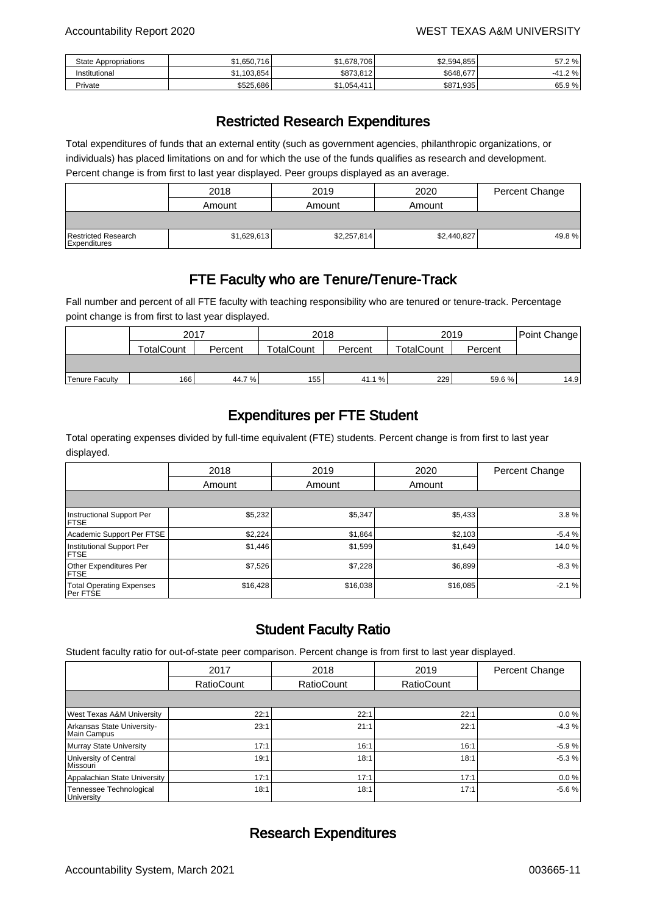| | | | | |
|---|---|---|---|---|
| State Appropriations | $1,650,716 | $1,678,706 | $2,594,855 | 57.2 % |
| Institutional | $1,103,854 | $873,812 | $648,677 | -41.2 % |
| Private | $525,686 | $1,054,411 | $871,935 | 65.9 % |

## Restricted Research Expenditures

Total expenditures of funds that an external entity (such as government agencies, philanthropic organizations, or individuals) has placed limitations on and for which the use of the funds qualifies as research and development. Percent change is from first to last year displayed. Peer groups displayed as an average.

| | 2018 | 2019 | 2020 | Percent Change |
|---|---|---|---|---|
| | Amount | Amount | Amount | |
| Restricted Research Expenditures | $1,629,613 | $2,257,814 | $2,440,827 | 49.8 % |

## FTE Faculty who are Tenure/Tenure-Track

Fall number and percent of all FTE faculty with teaching responsibility who are tenured or tenure-track. Percentage point change is from first to last year displayed.

| | 2017 | | 2018 | | 2019 | | Point Change |
|---|---|---|---|---|---|---|---|
| | TotalCount | Percent | TotalCount | Percent | TotalCount | Percent | |
| Tenure Faculty | 166 | 44.7 % | 155 | 41.1 % | 229 | 59.6 % | 14.9 |

## Expenditures per FTE Student

Total operating expenses divided by full-time equivalent (FTE) students. Percent change is from first to last year displayed.

| | 2018 | 2019 | 2020 | Percent Change |
|---|---|---|---|---|
| | Amount | Amount | Amount | |
| Instructional Support Per FTSE | $5,232 | $5,347 | $5,433 | 3.8 % |
| Academic Support Per FTSE | $2,224 | $1,864 | $2,103 | -5.4 % |
| Institutional Support Per FTSE | $1,446 | $1,599 | $1,649 | 14.0 % |
| Other Expenditures Per FTSE | $7,526 | $7,228 | $6,899 | -8.3 % |
| Total Operating Expenses Per FTSE | $16,428 | $16,038 | $16,085 | -2.1 % |

## Student Faculty Ratio

Student faculty ratio for out-of-state peer comparison. Percent change is from first to last year displayed.

| | 2017 | 2018 | 2019 | Percent Change |
|---|---|---|---|---|
| | RatioCount | RatioCount | RatioCount | |
| West Texas A&M University | 22:1 | 22:1 | 22:1 | 0.0 % |
| Arkansas State University-Main Campus | 23:1 | 21:1 | 22:1 | -4.3 % |
| Murray State University | 17:1 | 16:1 | 16:1 | -5.9 % |
| University of Central Missouri | 19:1 | 18:1 | 18:1 | -5.3 % |
| Appalachian State University | 17:1 | 17:1 | 17:1 | 0.0 % |
| Tennessee Technological University | 18:1 | 18:1 | 17:1 | -5.6 % |

## Research Expenditures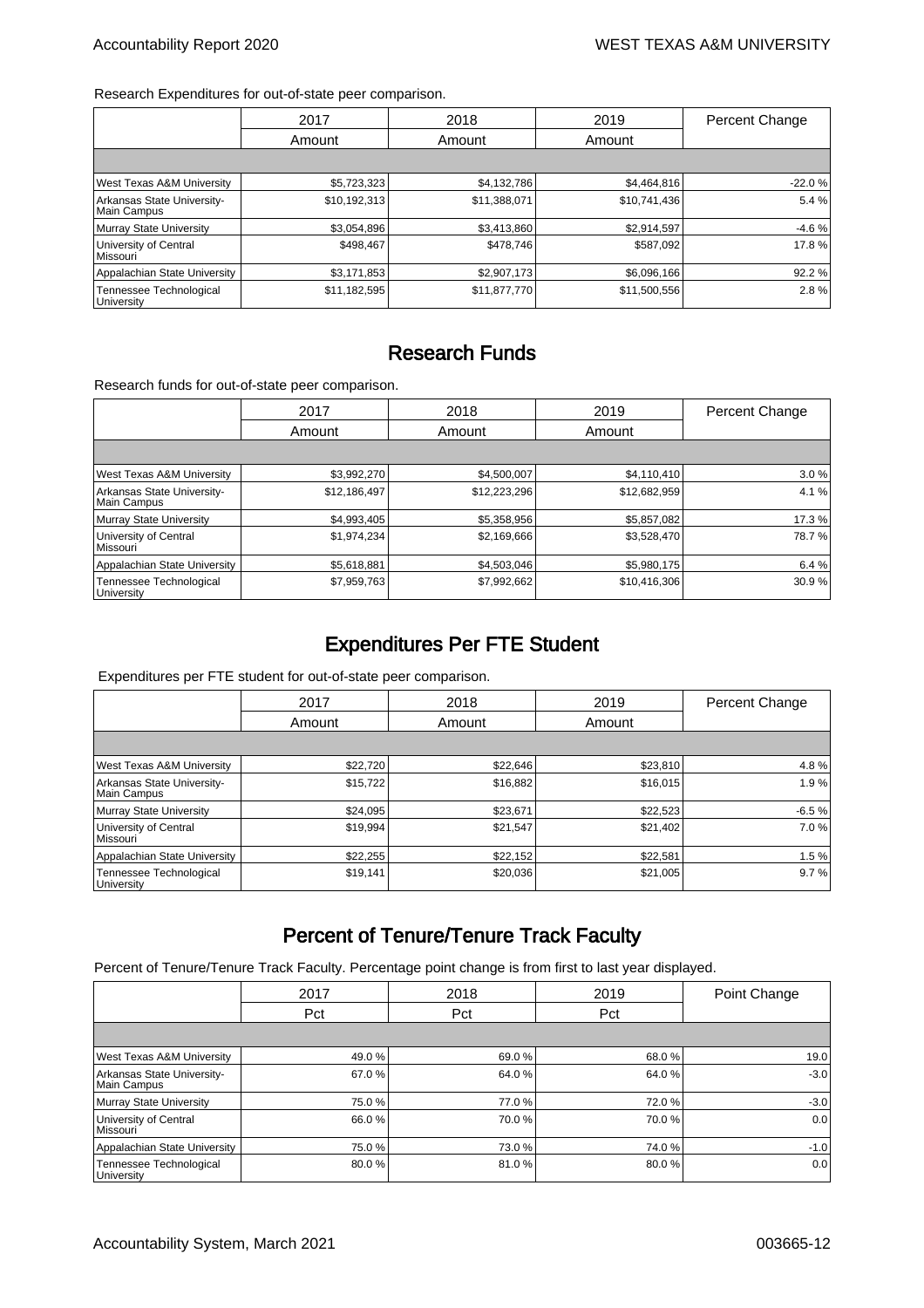Research Expenditures for out-of-state peer comparison.

| | 2017 | 2018 | 2019 | Percent Change |
|---|---|---|---|---|
| | Amount | Amount | Amount | |
| West Texas A&M University | $5,723,323 | $4,132,786 | $4,464,816 | -22.0 % |
| Arkansas State University-Main Campus | $10,192,313 | $11,388,071 | $10,741,436 | 5.4 % |
| Murray State University | $3,054,896 | $3,413,860 | $2,914,597 | -4.6 % |
| University of Central Missouri | $498,467 | $478,746 | $587,092 | 17.8 % |
| Appalachian State University | $3,171,853 | $2,907,173 | $6,096,166 | 92.2 % |
| Tennessee Technological University | $11,182,595 | $11,877,770 | $11,500,556 | 2.8 % |

## Research Funds

Research funds for out-of-state peer comparison.

| | 2017 | 2018 | 2019 | Percent Change |
|---|---|---|---|---|
| | Amount | Amount | Amount | |
| West Texas A&M University | $3,992,270 | $4,500,007 | $4,110,410 | 3.0 % |
| Arkansas State University-Main Campus | $12,186,497 | $12,223,296 | $12,682,959 | 4.1 % |
| Murray State University | $4,993,405 | $5,358,956 | $5,857,082 | 17.3 % |
| University of Central Missouri | $1,974,234 | $2,169,666 | $3,528,470 | 78.7 % |
| Appalachian State University | $5,618,881 | $4,503,046 | $5,980,175 | 6.4 % |
| Tennessee Technological University | $7,959,763 | $7,992,662 | $10,416,306 | 30.9 % |

## Expenditures Per FTE Student

Expenditures per FTE student for out-of-state peer comparison.

| | 2017 | 2018 | 2019 | Percent Change |
|---|---|---|---|---|
| | Amount | Amount | Amount | |
| West Texas A&M University | $22,720 | $22,646 | $23,810 | 4.8 % |
| Arkansas State University-Main Campus | $15,722 | $16,882 | $16,015 | 1.9 % |
| Murray State University | $24,095 | $23,671 | $22,523 | -6.5 % |
| University of Central Missouri | $19,994 | $21,547 | $21,402 | 7.0 % |
| Appalachian State University | $22,255 | $22,152 | $22,581 | 1.5 % |
| Tennessee Technological University | $19,141 | $20,036 | $21,005 | 9.7 % |

## Percent of Tenure/Tenure Track Faculty

Percent of Tenure/Tenure Track Faculty. Percentage point change is from first to last year displayed.

| | 2017 | 2018 | 2019 | Point Change |
|---|---|---|---|---|
| | Pct | Pct | Pct | |
| West Texas A&M University | 49.0 % | 69.0 % | 68.0 % | 19.0 |
| Arkansas State University-Main Campus | 67.0 % | 64.0 % | 64.0 % | -3.0 |
| Murray State University | 75.0 % | 77.0 % | 72.0 % | -3.0 |
| University of Central Missouri | 66.0 % | 70.0 % | 70.0 % | 0.0 |
| Appalachian State University | 75.0 % | 73.0 % | 74.0 % | -1.0 |
| Tennessee Technological University | 80.0 % | 81.0 % | 80.0 % | 0.0 |